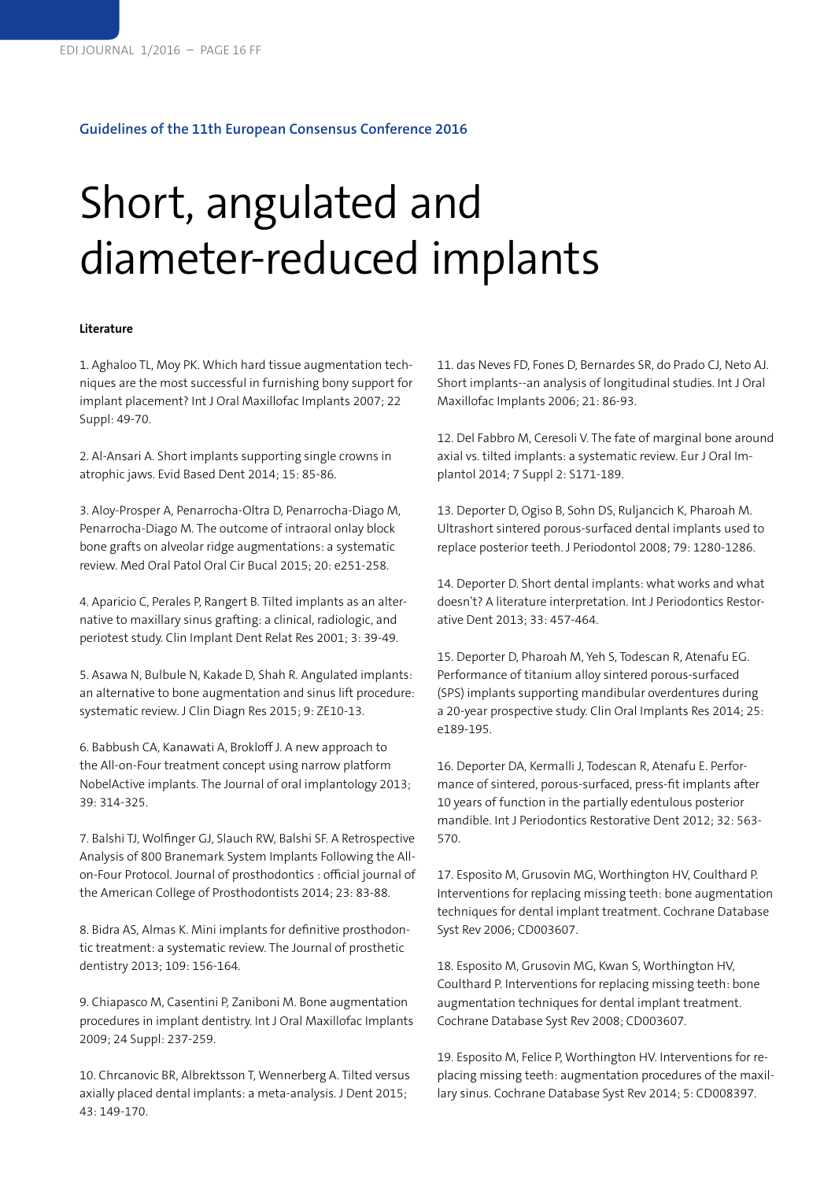Guidelines of the 11th European Consensus Conference 2016

# Short, angulated and diameter-reduced implants

**Literature**

1. Aghaloo TL, Moy PK. Which hard tissue augmentation techniques are the most successful in furnishing bony support for implant placement? Int J Oral Maxillofac Implants 2007; 22 Suppl: 49-70.

2. Al-Ansari A. Short implants supporting single crowns in atrophic jaws. Evid Based Dent 2014; 15: 85-86.

3. Aloy-Prosper A, Penarrocha-Oltra D, Penarrocha-Diago M, Penarrocha-Diago M. The outcome of intraoral onlay block bone grafts on alveolar ridge augmentations: a systematic review. Med Oral Patol Oral Cir Bucal 2015; 20: e251-258.

4. Aparicio C, Perales P, Rangert B. Tilted implants as an alternative to maxillary sinus grafting: a clinical, radiologic, and periotest study. Clin Implant Dent Relat Res 2001; 3: 39-49.

5. Asawa N, Bulbule N, Kakade D, Shah R. Angulated implants: an alternative to bone augmentation and sinus lift procedure: systematic review. J Clin Diagn Res 2015; 9: ZE10-13.

6. Babbush CA, Kanawati A, Brokloff J. A new approach to the All-on-Four treatment concept using narrow platform NobelActive implants. The Journal of oral implantology 2013; 39: 314-325.

7. Balshi TJ, Wolfinger GJ, Slauch RW, Balshi SF. A Retrospective Analysis of 800 Branemark System Implants Following the All-on-Four Protocol. Journal of prosthodontics : official journal of the American College of Prosthodontists 2014; 23: 83-88.

8. Bidra AS, Almas K. Mini implants for definitive prosthodontic treatment: a systematic review. The Journal of prosthetic dentistry 2013; 109: 156-164.

9. Chiapasco M, Casentini P, Zaniboni M. Bone augmentation procedures in implant dentistry. Int J Oral Maxillofac Implants 2009; 24 Suppl: 237-259.

10. Chrcanovic BR, Albrektsson T, Wennerberg A. Tilted versus axially placed dental implants: a meta-analysis. J Dent 2015; 43: 149-170.

11. das Neves FD, Fones D, Bernardes SR, do Prado CJ, Neto AJ. Short implants--an analysis of longitudinal studies. Int J Oral Maxillofac Implants 2006; 21: 86-93.

12. Del Fabbro M, Ceresoli V. The fate of marginal bone around axial vs. tilted implants: a systematic review. Eur J Oral Implantol 2014; 7 Suppl 2: S171-189.

13. Deporter D, Ogiso B, Sohn DS, Ruljancich K, Pharoah M. Ultrashort sintered porous-surfaced dental implants used to replace posterior teeth. J Periodontol 2008; 79: 1280-1286.

14. Deporter D. Short dental implants: what works and what doesn't? A literature interpretation. Int J Periodontics Restorative Dent 2013; 33: 457-464.

15. Deporter D, Pharoah M, Yeh S, Todescan R, Atenafu EG. Performance of titanium alloy sintered porous-surfaced (SPS) implants supporting mandibular overdentures during a 20-year prospective study. Clin Oral Implants Res 2014; 25: e189-195.

16. Deporter DA, Kermalli J, Todescan R, Atenafu E. Performance of sintered, porous-surfaced, press-fit implants after 10 years of function in the partially edentulous posterior mandible. Int J Periodontics Restorative Dent 2012; 32: 563-570.

17. Esposito M, Grusovin MG, Worthington HV, Coulthard P. Interventions for replacing missing teeth: bone augmentation techniques for dental implant treatment. Cochrane Database Syst Rev 2006; CD003607.

18. Esposito M, Grusovin MG, Kwan S, Worthington HV, Coulthard P. Interventions for replacing missing teeth: bone augmentation techniques for dental implant treatment. Cochrane Database Syst Rev 2008; CD003607.

19. Esposito M, Felice P, Worthington HV. Interventions for replacing missing teeth: augmentation procedures of the maxillary sinus. Cochrane Database Syst Rev 2014; 5: CD008397.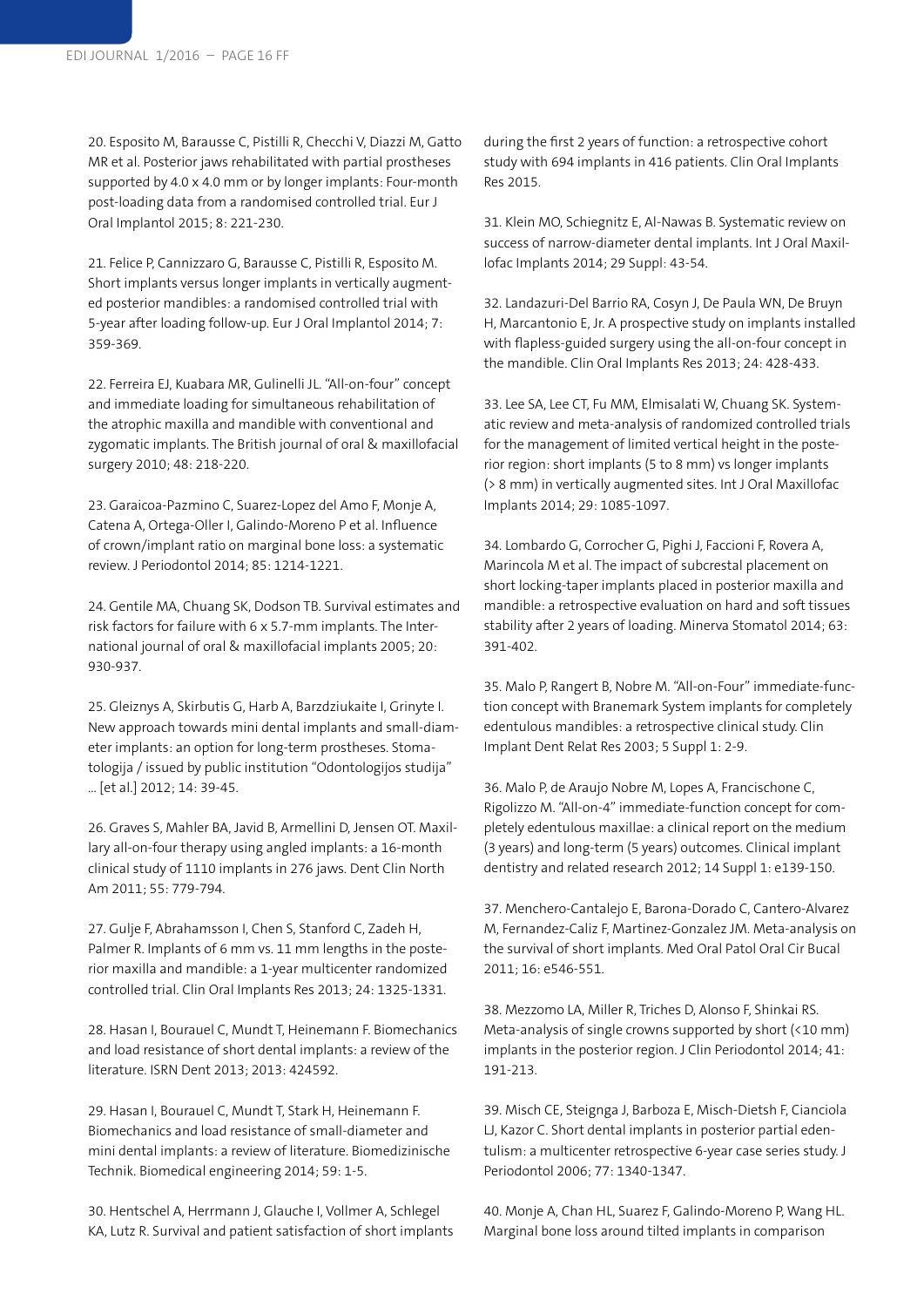20. Esposito M, Barausse C, Pistilli R, Checchi V, Diazzi M, Gatto MR et al. Posterior jaws rehabilitated with partial prostheses supported by 4.0 x 4.0 mm or by longer implants: Four-month post-loading data from a randomised controlled trial. Eur J Oral Implantol 2015; 8: 221-230.

21. Felice P, Cannizzaro G, Barausse C, Pistilli R, Esposito M. Short implants versus longer implants in vertically augmented posterior mandibles: a randomised controlled trial with 5-year after loading follow-up. Eur J Oral Implantol 2014; 7: 359-369.

22. Ferreira EJ, Kuabara MR, Gulinelli JL. "All-on-four" concept and immediate loading for simultaneous rehabilitation of the atrophic maxilla and mandible with conventional and zygomatic implants. The British journal of oral & maxillofacial surgery 2010; 48: 218-220.

23. Garaicoa-Pazmino C, Suarez-Lopez del Amo F, Monje A, Catena A, Ortega-Oller I, Galindo-Moreno P et al. Influence of crown/implant ratio on marginal bone loss: a systematic review. J Periodontol 2014; 85: 1214-1221.

24. Gentile MA, Chuang SK, Dodson TB. Survival estimates and risk factors for failure with 6 x 5.7-mm implants. The International journal of oral & maxillofacial implants 2005; 20: 930-937.

25. Gleiznys A, Skirbutis G, Harb A, Barzdziukaite I, Grinyte I. New approach towards mini dental implants and small-diameter implants: an option for long-term prostheses. Stomatologija / issued by public institution "Odontologijos studija" ... [et al.] 2012; 14: 39-45.

26. Graves S, Mahler BA, Javid B, Armellini D, Jensen OT. Maxillary all-on-four therapy using angled implants: a 16-month clinical study of 1110 implants in 276 jaws. Dent Clin North Am 2011; 55: 779-794.

27. Gulje F, Abrahamsson I, Chen S, Stanford C, Zadeh H, Palmer R. Implants of 6 mm vs. 11 mm lengths in the posterior maxilla and mandible: a 1-year multicenter randomized controlled trial. Clin Oral Implants Res 2013; 24: 1325-1331.

28. Hasan I, Bourauel C, Mundt T, Heinemann F. Biomechanics and load resistance of short dental implants: a review of the literature. ISRN Dent 2013; 2013: 424592.

29. Hasan I, Bourauel C, Mundt T, Stark H, Heinemann F. Biomechanics and load resistance of small-diameter and mini dental implants: a review of literature. Biomedizinische Technik. Biomedical engineering 2014; 59: 1-5.

30. Hentschel A, Herrmann J, Glauche I, Vollmer A, Schlegel KA, Lutz R. Survival and patient satisfaction of short implants during the first 2 years of function: a retrospective cohort study with 694 implants in 416 patients. Clin Oral Implants Res 2015.

31. Klein MO, Schiegnitz E, Al-Nawas B. Systematic review on success of narrow-diameter dental implants. Int J Oral Maxillofac Implants 2014; 29 Suppl: 43-54.

32. Landazuri-Del Barrio RA, Cosyn J, De Paula WN, De Bruyn H, Marcantonio E, Jr. A prospective study on implants installed with flapless-guided surgery using the all-on-four concept in the mandible. Clin Oral Implants Res 2013; 24: 428-433.

33. Lee SA, Lee CT, Fu MM, Elmisalati W, Chuang SK. Systematic review and meta-analysis of randomized controlled trials for the management of limited vertical height in the posterior region: short implants (5 to 8 mm) vs longer implants (> 8 mm) in vertically augmented sites. Int J Oral Maxillofac Implants 2014; 29: 1085-1097.

34. Lombardo G, Corrocher G, Pighi J, Faccioni F, Rovera A, Marincola M et al. The impact of subcrestal placement on short locking-taper implants placed in posterior maxilla and mandible: a retrospective evaluation on hard and soft tissues stability after 2 years of loading. Minerva Stomatol 2014; 63: 391-402.

35. Malo P, Rangert B, Nobre M. "All-on-Four" immediate-function concept with Branemark System implants for completely edentulous mandibles: a retrospective clinical study. Clin Implant Dent Relat Res 2003; 5 Suppl 1: 2-9.

36. Malo P, de Araujo Nobre M, Lopes A, Francischone C, Rigolizzo M. "All-on-4" immediate-function concept for completely edentulous maxillae: a clinical report on the medium (3 years) and long-term (5 years) outcomes. Clinical implant dentistry and related research 2012; 14 Suppl 1: e139-150.

37. Menchero-Cantalejo E, Barona-Dorado C, Cantero-Alvarez M, Fernandez-Caliz F, Martinez-Gonzalez JM. Meta-analysis on the survival of short implants. Med Oral Patol Oral Cir Bucal 2011; 16: e546-551.

38. Mezzomo LA, Miller R, Triches D, Alonso F, Shinkai RS. Meta-analysis of single crowns supported by short (<10 mm) implants in the posterior region. J Clin Periodontol 2014; 41: 191-213.

39. Misch CE, Steignga J, Barboza E, Misch-Dietsh F, Cianciola LJ, Kazor C. Short dental implants in posterior partial edentulism: a multicenter retrospective 6-year case series study. J Periodontol 2006; 77: 1340-1347.

40. Monje A, Chan HL, Suarez F, Galindo-Moreno P, Wang HL. Marginal bone loss around tilted implants in comparison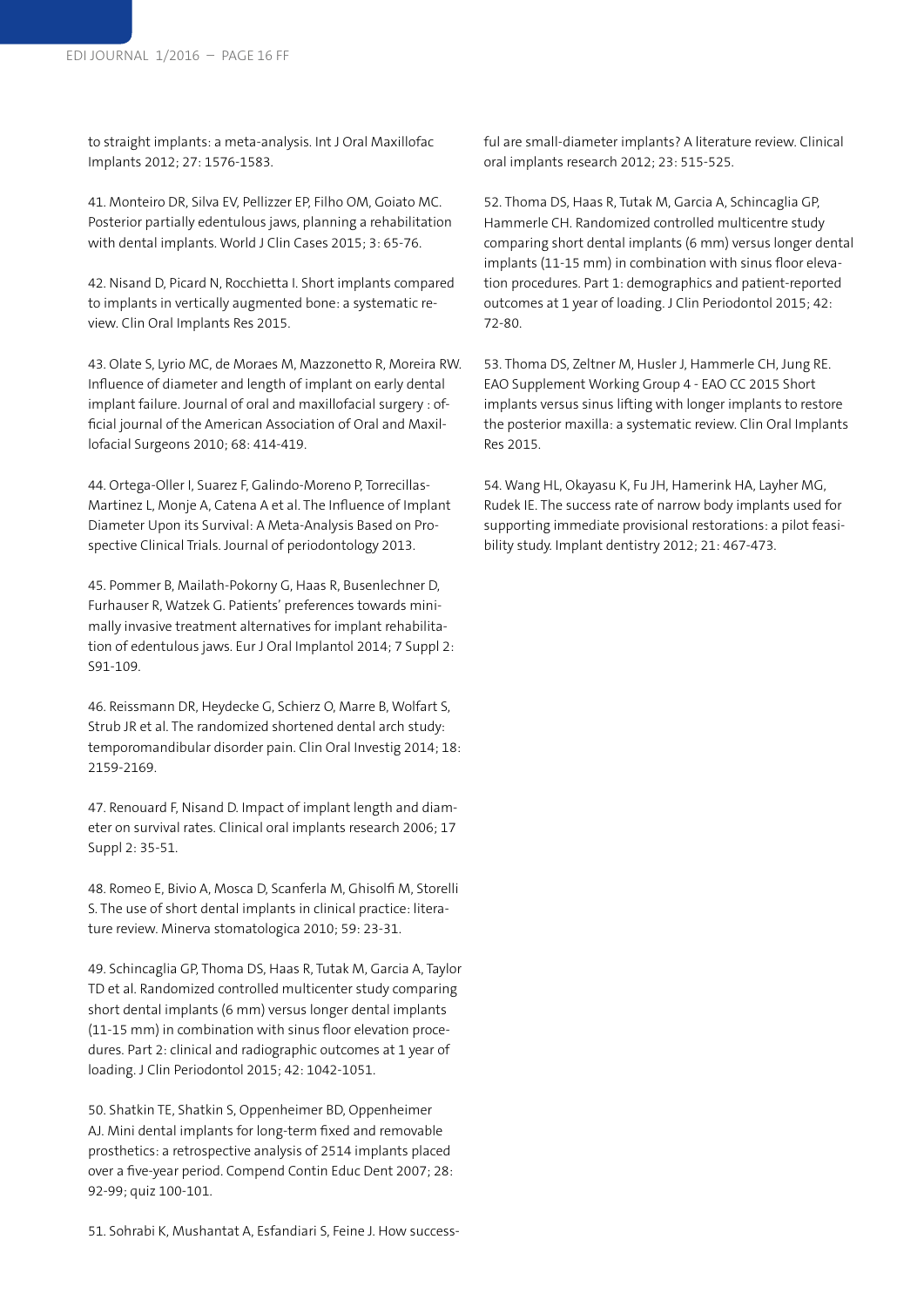to straight implants: a meta-analysis. Int J Oral Maxillofac Implants 2012; 27: 1576-1583.

41. Monteiro DR, Silva EV, Pellizzer EP, Filho OM, Goiato MC. Posterior partially edentulous jaws, planning a rehabilitation with dental implants. World J Clin Cases 2015; 3: 65-76.

42. Nisand D, Picard N, Rocchietta I. Short implants compared to implants in vertically augmented bone: a systematic review. Clin Oral Implants Res 2015.

43. Olate S, Lyrio MC, de Moraes M, Mazzonetto R, Moreira RW. Influence of diameter and length of implant on early dental implant failure. Journal of oral and maxillofacial surgery : official journal of the American Association of Oral and Maxillofacial Surgeons 2010; 68: 414-419.

44. Ortega-Oller I, Suarez F, Galindo-Moreno P, Torrecillas-Martinez L, Monje A, Catena A et al. The Influence of Implant Diameter Upon its Survival: A Meta-Analysis Based on Prospective Clinical Trials. Journal of periodontology 2013.

45. Pommer B, Mailath-Pokorny G, Haas R, Busenlechner D, Furhauser R, Watzek G. Patients' preferences towards minimally invasive treatment alternatives for implant rehabilitation of edentulous jaws. Eur J Oral Implantol 2014; 7 Suppl 2: S91-109.

46. Reissmann DR, Heydecke G, Schierz O, Marre B, Wolfart S, Strub JR et al. The randomized shortened dental arch study: temporomandibular disorder pain. Clin Oral Investig 2014; 18: 2159-2169.

47. Renouard F, Nisand D. Impact of implant length and diameter on survival rates. Clinical oral implants research 2006; 17 Suppl 2: 35-51.

48. Romeo E, Bivio A, Mosca D, Scanferla M, Ghisolfi M, Storelli S. The use of short dental implants in clinical practice: literature review. Minerva stomatologica 2010; 59: 23-31.

49. Schincaglia GP, Thoma DS, Haas R, Tutak M, Garcia A, Taylor TD et al. Randomized controlled multicenter study comparing short dental implants (6 mm) versus longer dental implants (11-15 mm) in combination with sinus floor elevation procedures. Part 2: clinical and radiographic outcomes at 1 year of loading. J Clin Periodontol 2015; 42: 1042-1051.

50. Shatkin TE, Shatkin S, Oppenheimer BD, Oppenheimer AJ. Mini dental implants for long-term fixed and removable prosthetics: a retrospective analysis of 2514 implants placed over a five-year period. Compend Contin Educ Dent 2007; 28: 92-99; quiz 100-101.

51. Sohrabi K, Mushantat A, Esfandiari S, Feine J. How successful are small-diameter implants? A literature review. Clinical oral implants research 2012; 23: 515-525.

52. Thoma DS, Haas R, Tutak M, Garcia A, Schincaglia GP, Hammerle CH. Randomized controlled multicentre study comparing short dental implants (6 mm) versus longer dental implants (11-15 mm) in combination with sinus floor elevation procedures. Part 1: demographics and patient-reported outcomes at 1 year of loading. J Clin Periodontol 2015; 42: 72-80.

53. Thoma DS, Zeltner M, Husler J, Hammerle CH, Jung RE. EAO Supplement Working Group 4 - EAO CC 2015 Short implants versus sinus lifting with longer implants to restore the posterior maxilla: a systematic review. Clin Oral Implants Res 2015.

54. Wang HL, Okayasu K, Fu JH, Hamerink HA, Layher MG, Rudek IE. The success rate of narrow body implants used for supporting immediate provisional restorations: a pilot feasibility study. Implant dentistry 2012; 21: 467-473.